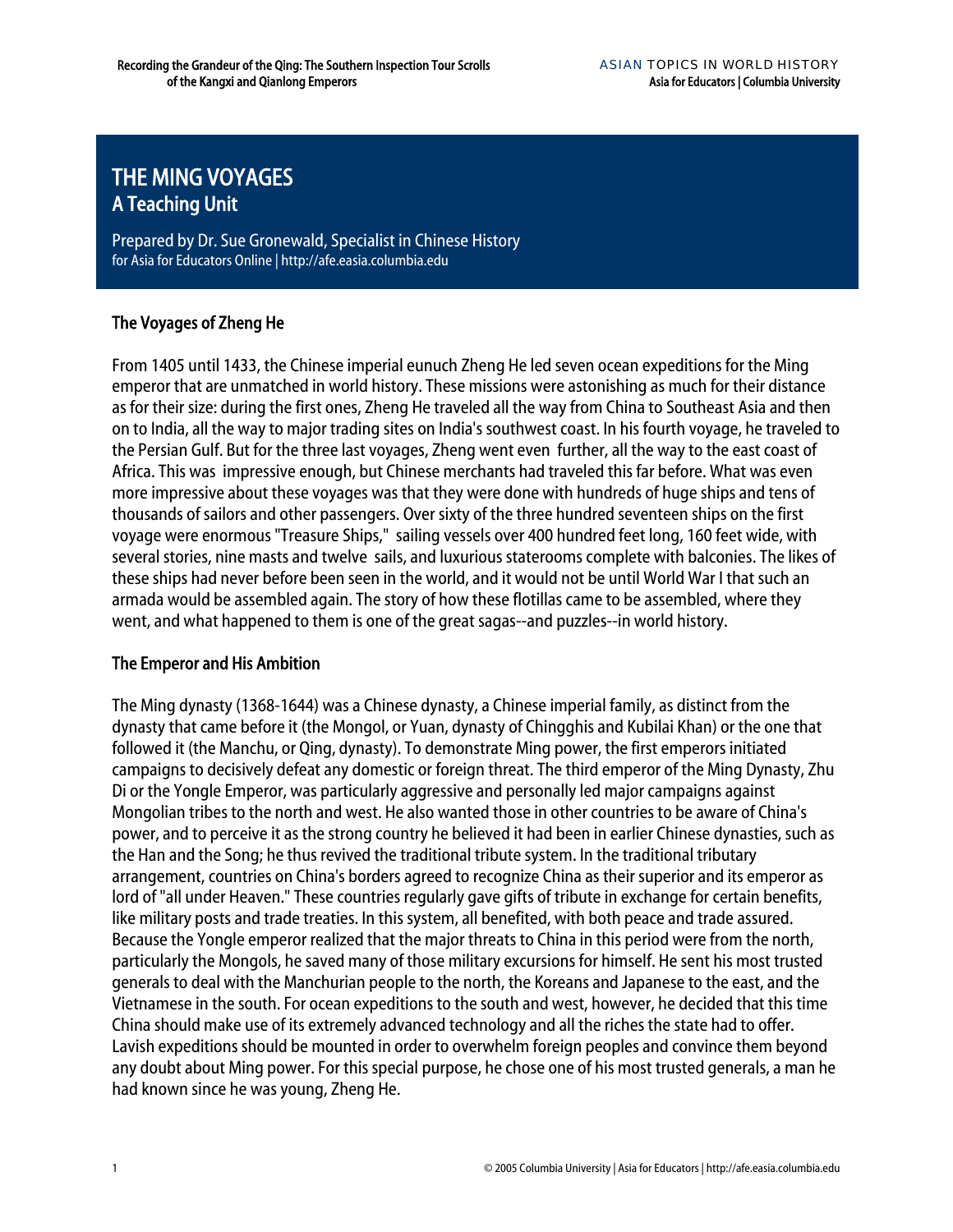# THE MING VOYAGES
## A Teaching Unit

Prepared by Dr. Sue Gronewald, Specialist in Chinese History
for Asia for Educators Online | http://afe.easia.columbia.edu

### The Voyages of Zheng He

From 1405 until 1433, the Chinese imperial eunuch Zheng He led seven ocean expeditions for the Ming emperor that are unmatched in world history. These missions were astonishing as much for their distance as for their size: during the first ones, Zheng He traveled all the way from China to Southeast Asia and then on to India, all the way to major trading sites on India's southwest coast. In his fourth voyage, he traveled to the Persian Gulf. But for the three last voyages, Zheng went even further, all the way to the east coast of Africa. This was impressive enough, but Chinese merchants had traveled this far before. What was even more impressive about these voyages was that they were done with hundreds of huge ships and tens of thousands of sailors and other passengers. Over sixty of the three hundred seventeen ships on the first voyage were enormous "Treasure Ships," sailing vessels over 400 hundred feet long, 160 feet wide, with several stories, nine masts and twelve sails, and luxurious staterooms complete with balconies. The likes of these ships had never before been seen in the world, and it would not be until World War I that such an armada would be assembled again. The story of how these flotillas came to be assembled, where they went, and what happened to them is one of the great sagas--and puzzles--in world history.

### The Emperor and His Ambition

The Ming dynasty (1368-1644) was a Chinese dynasty, a Chinese imperial family, as distinct from the dynasty that came before it (the Mongol, or Yuan, dynasty of Chingghis and Kubilai Khan) or the one that followed it (the Manchu, or Qing, dynasty). To demonstrate Ming power, the first emperors initiated campaigns to decisively defeat any domestic or foreign threat. The third emperor of the Ming Dynasty, Zhu Di or the Yongle Emperor, was particularly aggressive and personally led major campaigns against Mongolian tribes to the north and west. He also wanted those in other countries to be aware of China's power, and to perceive it as the strong country he believed it had been in earlier Chinese dynasties, such as the Han and the Song; he thus revived the traditional tribute system. In the traditional tributary arrangement, countries on China's borders agreed to recognize China as their superior and its emperor as lord of "all under Heaven." These countries regularly gave gifts of tribute in exchange for certain benefits, like military posts and trade treaties. In this system, all benefited, with both peace and trade assured. Because the Yongle emperor realized that the major threats to China in this period were from the north, particularly the Mongols, he saved many of those military excursions for himself. He sent his most trusted generals to deal with the Manchurian people to the north, the Koreans and Japanese to the east, and the Vietnamese in the south. For ocean expeditions to the south and west, however, he decided that this time China should make use of its extremely advanced technology and all the riches the state had to offer. Lavish expeditions should be mounted in order to overwhelm foreign peoples and convince them beyond any doubt about Ming power. For this special purpose, he chose one of his most trusted generals, a man he had known since he was young, Zheng He.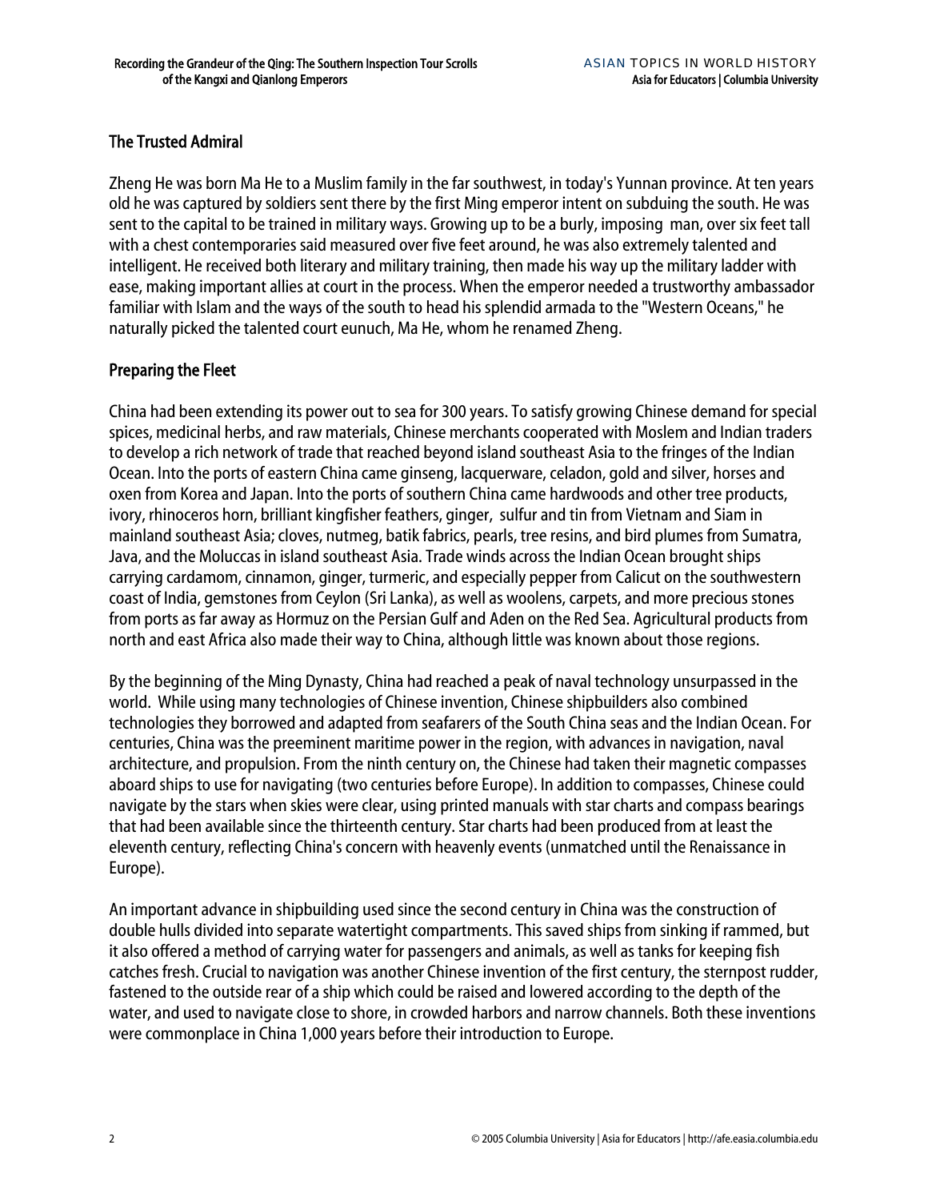## The Trusted Admiral

Zheng He was born Ma He to a Muslim family in the far southwest, in today's Yunnan province. At ten years old he was captured by soldiers sent there by the first Ming emperor intent on subduing the south. He was sent to the capital to be trained in military ways. Growing up to be a burly, imposing man, over six feet tall with a chest contemporaries said measured over five feet around, he was also extremely talented and intelligent. He received both literary and military training, then made his way up the military ladder with ease, making important allies at court in the process. When the emperor needed a trustworthy ambassador familiar with Islam and the ways of the south to head his splendid armada to the "Western Oceans," he naturally picked the talented court eunuch, Ma He, whom he renamed Zheng.

## Preparing the Fleet

China had been extending its power out to sea for 300 years. To satisfy growing Chinese demand for special spices, medicinal herbs, and raw materials, Chinese merchants cooperated with Moslem and Indian traders to develop a rich network of trade that reached beyond island southeast Asia to the fringes of the Indian Ocean. Into the ports of eastern China came ginseng, lacquerware, celadon, gold and silver, horses and oxen from Korea and Japan. Into the ports of southern China came hardwoods and other tree products, ivory, rhinoceros horn, brilliant kingfisher feathers, ginger, sulfur and tin from Vietnam and Siam in mainland southeast Asia; cloves, nutmeg, batik fabrics, pearls, tree resins, and bird plumes from Sumatra, Java, and the Moluccas in island southeast Asia. Trade winds across the Indian Ocean brought ships carrying cardamom, cinnamon, ginger, turmeric, and especially pepper from Calicut on the southwestern coast of India, gemstones from Ceylon (Sri Lanka), as well as woolens, carpets, and more precious stones from ports as far away as Hormuz on the Persian Gulf and Aden on the Red Sea. Agricultural products from north and east Africa also made their way to China, although little was known about those regions.

By the beginning of the Ming Dynasty, China had reached a peak of naval technology unsurpassed in the world. While using many technologies of Chinese invention, Chinese shipbuilders also combined technologies they borrowed and adapted from seafarers of the South China seas and the Indian Ocean. For centuries, China was the preeminent maritime power in the region, with advances in navigation, naval architecture, and propulsion. From the ninth century on, the Chinese had taken their magnetic compasses aboard ships to use for navigating (two centuries before Europe). In addition to compasses, Chinese could navigate by the stars when skies were clear, using printed manuals with star charts and compass bearings that had been available since the thirteenth century. Star charts had been produced from at least the eleventh century, reflecting China's concern with heavenly events (unmatched until the Renaissance in Europe).

An important advance in shipbuilding used since the second century in China was the construction of double hulls divided into separate watertight compartments. This saved ships from sinking if rammed, but it also offered a method of carrying water for passengers and animals, as well as tanks for keeping fish catches fresh. Crucial to navigation was another Chinese invention of the first century, the sternpost rudder, fastened to the outside rear of a ship which could be raised and lowered according to the depth of the water, and used to navigate close to shore, in crowded harbors and narrow channels. Both these inventions were commonplace in China 1,000 years before their introduction to Europe.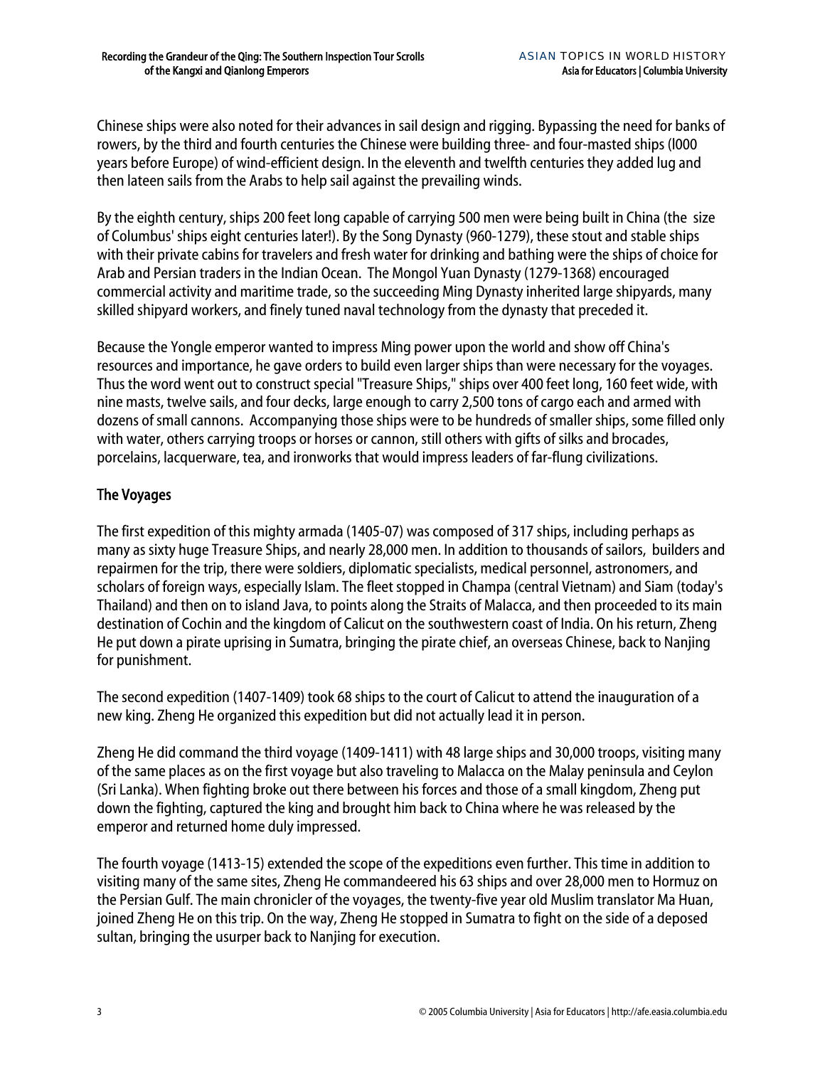Chinese ships were also noted for their advances in sail design and rigging. Bypassing the need for banks of rowers, by the third and fourth centuries the Chinese were building three- and four-masted ships (l000 years before Europe) of wind-efficient design. In the eleventh and twelfth centuries they added lug and then lateen sails from the Arabs to help sail against the prevailing winds.

By the eighth century, ships 200 feet long capable of carrying 500 men were being built in China (the size of Columbus' ships eight centuries later!). By the Song Dynasty (960-1279), these stout and stable ships with their private cabins for travelers and fresh water for drinking and bathing were the ships of choice for Arab and Persian traders in the Indian Ocean. The Mongol Yuan Dynasty (1279-1368) encouraged commercial activity and maritime trade, so the succeeding Ming Dynasty inherited large shipyards, many skilled shipyard workers, and finely tuned naval technology from the dynasty that preceded it.

Because the Yongle emperor wanted to impress Ming power upon the world and show off China's resources and importance, he gave orders to build even larger ships than were necessary for the voyages. Thus the word went out to construct special "Treasure Ships," ships over 400 feet long, 160 feet wide, with nine masts, twelve sails, and four decks, large enough to carry 2,500 tons of cargo each and armed with dozens of small cannons. Accompanying those ships were to be hundreds of smaller ships, some filled only with water, others carrying troops or horses or cannon, still others with gifts of silks and brocades, porcelains, lacquerware, tea, and ironworks that would impress leaders of far-flung civilizations.

## The Voyages

The first expedition of this mighty armada (1405-07) was composed of 317 ships, including perhaps as many as sixty huge Treasure Ships, and nearly 28,000 men. In addition to thousands of sailors, builders and repairmen for the trip, there were soldiers, diplomatic specialists, medical personnel, astronomers, and scholars of foreign ways, especially Islam. The fleet stopped in Champa (central Vietnam) and Siam (today's Thailand) and then on to island Java, to points along the Straits of Malacca, and then proceeded to its main destination of Cochin and the kingdom of Calicut on the southwestern coast of India. On his return, Zheng He put down a pirate uprising in Sumatra, bringing the pirate chief, an overseas Chinese, back to Nanjing for punishment.

The second expedition (1407-1409) took 68 ships to the court of Calicut to attend the inauguration of a new king. Zheng He organized this expedition but did not actually lead it in person.

Zheng He did command the third voyage (1409-1411) with 48 large ships and 30,000 troops, visiting many of the same places as on the first voyage but also traveling to Malacca on the Malay peninsula and Ceylon (Sri Lanka). When fighting broke out there between his forces and those of a small kingdom, Zheng put down the fighting, captured the king and brought him back to China where he was released by the emperor and returned home duly impressed.

The fourth voyage (1413-15) extended the scope of the expeditions even further. This time in addition to visiting many of the same sites, Zheng He commandeered his 63 ships and over 28,000 men to Hormuz on the Persian Gulf. The main chronicler of the voyages, the twenty-five year old Muslim translator Ma Huan, joined Zheng He on this trip. On the way, Zheng He stopped in Sumatra to fight on the side of a deposed sultan, bringing the usurper back to Nanjing for execution.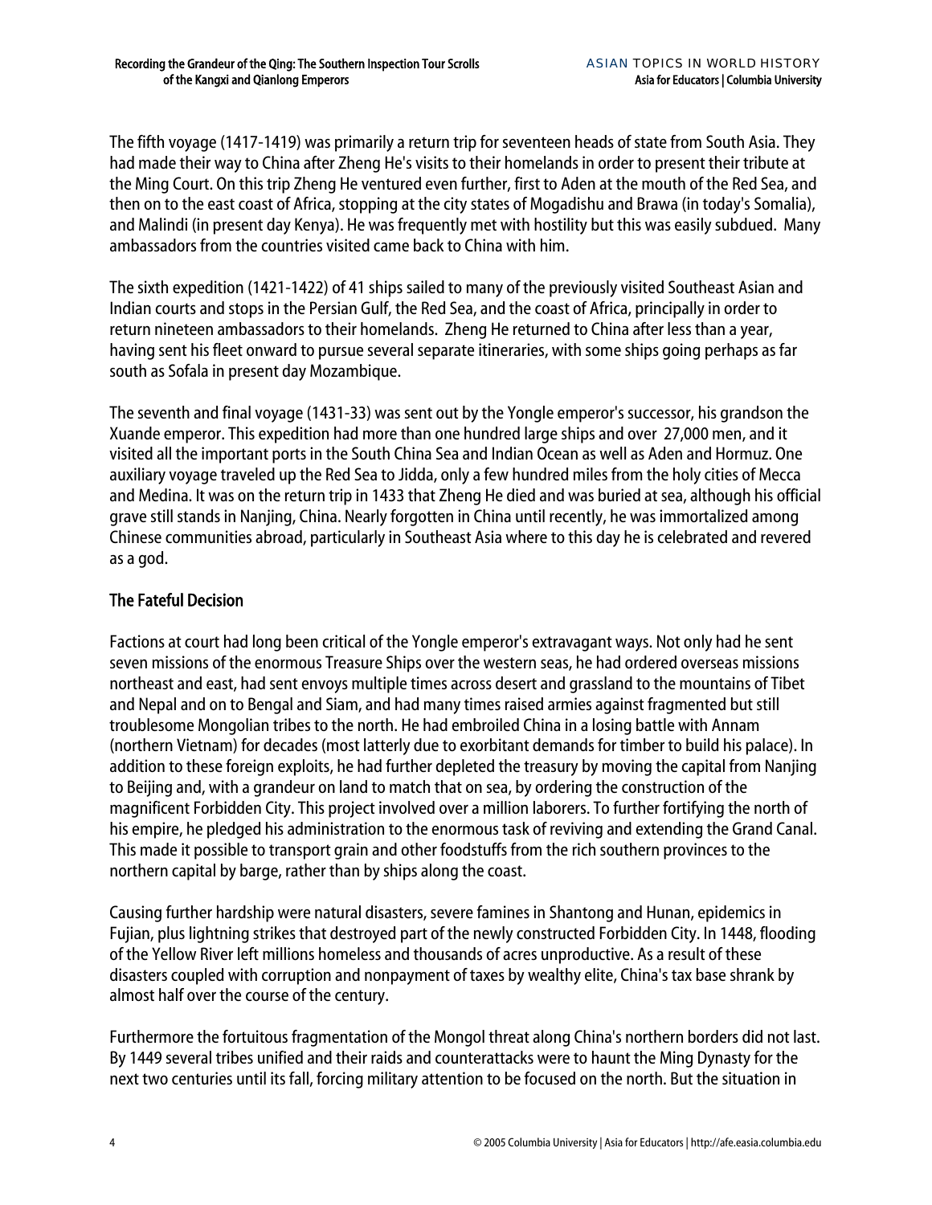The fifth voyage (1417-1419) was primarily a return trip for seventeen heads of state from South Asia. They had made their way to China after Zheng He's visits to their homelands in order to present their tribute at the Ming Court. On this trip Zheng He ventured even further, first to Aden at the mouth of the Red Sea, and then on to the east coast of Africa, stopping at the city states of Mogadishu and Brawa (in today's Somalia), and Malindi (in present day Kenya). He was frequently met with hostility but this was easily subdued. Many ambassadors from the countries visited came back to China with him.

The sixth expedition (1421-1422) of 41 ships sailed to many of the previously visited Southeast Asian and Indian courts and stops in the Persian Gulf, the Red Sea, and the coast of Africa, principally in order to return nineteen ambassadors to their homelands. Zheng He returned to China after less than a year, having sent his fleet onward to pursue several separate itineraries, with some ships going perhaps as far south as Sofala in present day Mozambique.

The seventh and final voyage (1431-33) was sent out by the Yongle emperor's successor, his grandson the Xuande emperor. This expedition had more than one hundred large ships and over 27,000 men, and it visited all the important ports in the South China Sea and Indian Ocean as well as Aden and Hormuz. One auxiliary voyage traveled up the Red Sea to Jidda, only a few hundred miles from the holy cities of Mecca and Medina. It was on the return trip in 1433 that Zheng He died and was buried at sea, although his official grave still stands in Nanjing, China. Nearly forgotten in China until recently, he was immortalized among Chinese communities abroad, particularly in Southeast Asia where to this day he is celebrated and revered as a god.

## The Fateful Decision

Factions at court had long been critical of the Yongle emperor's extravagant ways. Not only had he sent seven missions of the enormous Treasure Ships over the western seas, he had ordered overseas missions northeast and east, had sent envoys multiple times across desert and grassland to the mountains of Tibet and Nepal and on to Bengal and Siam, and had many times raised armies against fragmented but still troublesome Mongolian tribes to the north. He had embroiled China in a losing battle with Annam (northern Vietnam) for decades (most latterly due to exorbitant demands for timber to build his palace). In addition to these foreign exploits, he had further depleted the treasury by moving the capital from Nanjing to Beijing and, with a grandeur on land to match that on sea, by ordering the construction of the magnificent Forbidden City. This project involved over a million laborers. To further fortifying the north of his empire, he pledged his administration to the enormous task of reviving and extending the Grand Canal. This made it possible to transport grain and other foodstuffs from the rich southern provinces to the northern capital by barge, rather than by ships along the coast.

Causing further hardship were natural disasters, severe famines in Shantong and Hunan, epidemics in Fujian, plus lightning strikes that destroyed part of the newly constructed Forbidden City. In 1448, flooding of the Yellow River left millions homeless and thousands of acres unproductive. As a result of these disasters coupled with corruption and nonpayment of taxes by wealthy elite, China's tax base shrank by almost half over the course of the century.

Furthermore the fortuitous fragmentation of the Mongol threat along China's northern borders did not last. By 1449 several tribes unified and their raids and counterattacks were to haunt the Ming Dynasty for the next two centuries until its fall, forcing military attention to be focused on the north. But the situation in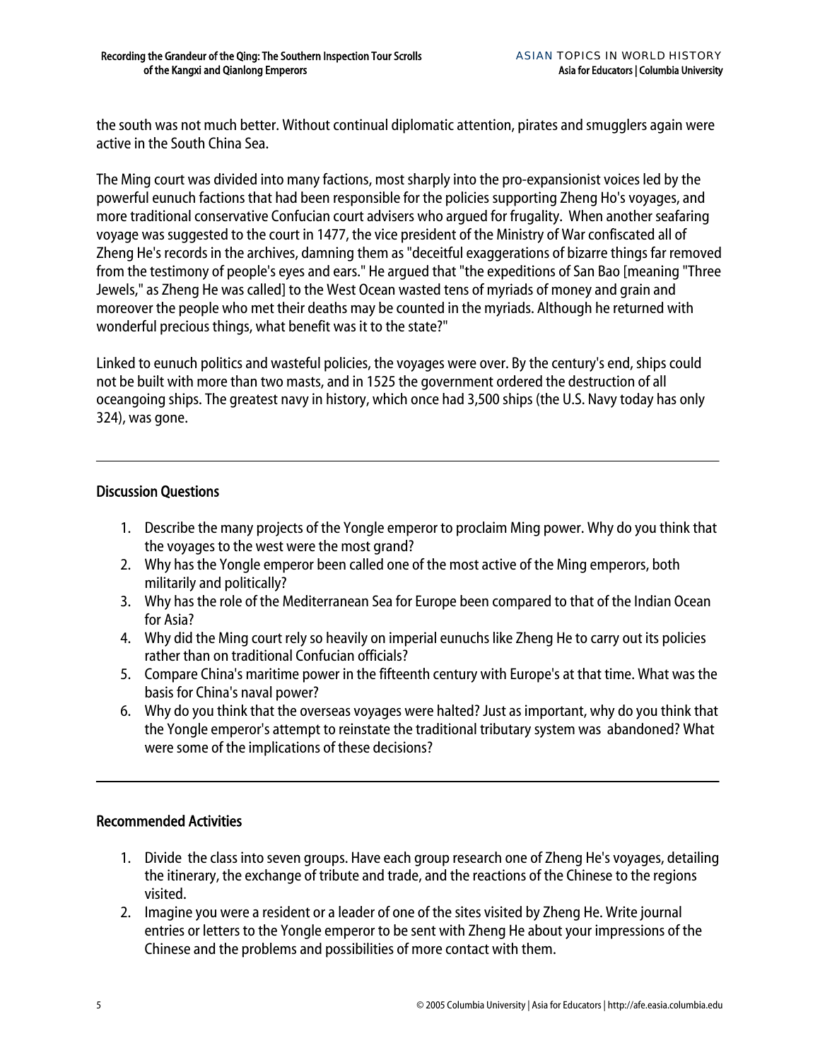the south was not much better. Without continual diplomatic attention, pirates and smugglers again were active in the South China Sea.

The Ming court was divided into many factions, most sharply into the pro-expansionist voices led by the powerful eunuch factions that had been responsible for the policies supporting Zheng Ho's voyages, and more traditional conservative Confucian court advisers who argued for frugality. When another seafaring voyage was suggested to the court in 1477, the vice president of the Ministry of War confiscated all of Zheng He's records in the archives, damning them as "deceitful exaggerations of bizarre things far removed from the testimony of people's eyes and ears." He argued that "the expeditions of San Bao [meaning "Three Jewels," as Zheng He was called] to the West Ocean wasted tens of myriads of money and grain and moreover the people who met their deaths may be counted in the myriads. Although he returned with wonderful precious things, what benefit was it to the state?"

Linked to eunuch politics and wasteful policies, the voyages were over. By the century's end, ships could not be built with more than two masts, and in 1525 the government ordered the destruction of all oceangoing ships. The greatest navy in history, which once had 3,500 ships (the U.S. Navy today has only 324), was gone.

---

## Discussion Questions

1. Describe the many projects of the Yongle emperor to proclaim Ming power. Why do you think that the voyages to the west were the most grand?
2. Why has the Yongle emperor been called one of the most active of the Ming emperors, both militarily and politically?
3. Why has the role of the Mediterranean Sea for Europe been compared to that of the Indian Ocean for Asia?
4. Why did the Ming court rely so heavily on imperial eunuchs like Zheng He to carry out its policies rather than on traditional Confucian officials?
5. Compare China's maritime power in the fifteenth century with Europe's at that time. What was the basis for China's naval power?
6. Why do you think that the overseas voyages were halted? Just as important, why do you think that the Yongle emperor's attempt to reinstate the traditional tributary system was abandoned? What were some of the implications of these decisions?

---

## Recommended Activities

1. Divide the class into seven groups. Have each group research one of Zheng He's voyages, detailing the itinerary, the exchange of tribute and trade, and the reactions of the Chinese to the regions visited.
2. Imagine you were a resident or a leader of one of the sites visited by Zheng He. Write journal entries or letters to the Yongle emperor to be sent with Zheng He about your impressions of the Chinese and the problems and possibilities of more contact with them.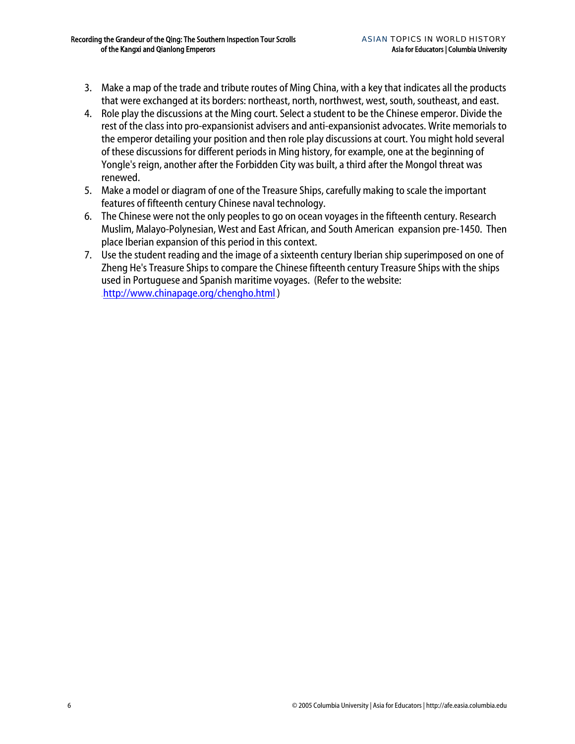3. Make a map of the trade and tribute routes of Ming China, with a key that indicates all the products that were exchanged at its borders: northeast, north, northwest, west, south, southeast, and east.
4. Role play the discussions at the Ming court. Select a student to be the Chinese emperor. Divide the rest of the class into pro-expansionist advisers and anti-expansionist advocates. Write memorials to the emperor detailing your position and then role play discussions at court. You might hold several of these discussions for different periods in Ming history, for example, one at the beginning of Yongle's reign, another after the Forbidden City was built, a third after the Mongol threat was renewed.
5. Make a model or diagram of one of the Treasure Ships, carefully making to scale the important features of fifteenth century Chinese naval technology.
6. The Chinese were not the only peoples to go on ocean voyages in the fifteenth century. Research Muslim, Malayo-Polynesian, West and East African, and South American expansion pre-1450. Then place Iberian expansion of this period in this context.
7. Use the student reading and the image of a sixteenth century Iberian ship superimposed on one of Zheng He's Treasure Ships to compare the Chinese fifteenth century Treasure Ships with the ships used in Portuguese and Spanish maritime voyages. (Refer to the website: http://www.chinapage.org/chengho.html )